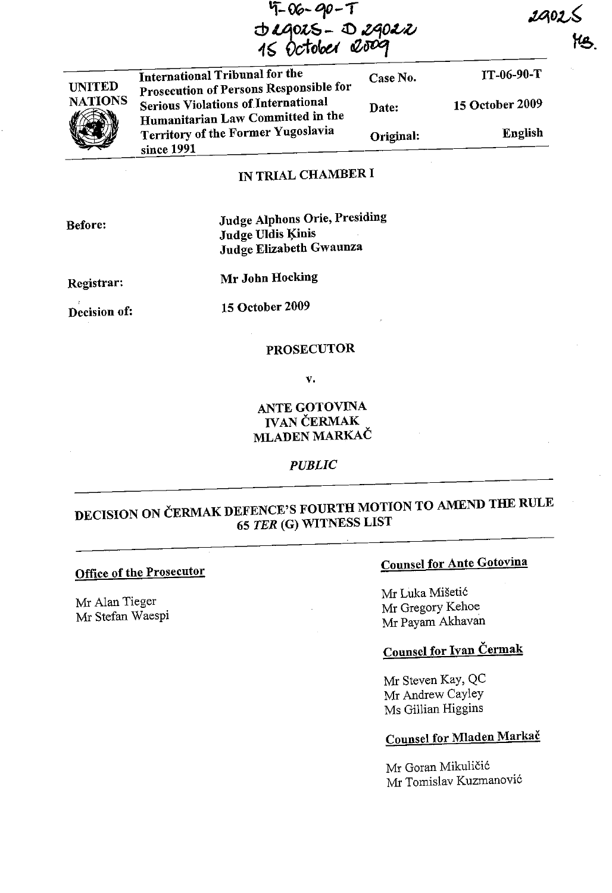IT-06-90-T
D 29025 - D 29022
15 October 2009

29025
MB.

| UNITED NATIONS | International Tribunal for the Prosecution of Persons Responsible for Serious Violations of International Humanitarian Law Committed in the Territory of the Former Yugoslavia since 1991 | Case No. | IT-06-90-T |
|---|---|---|---|
| | | Date: | 15 October 2009 |
| | | Original: | English |

## IN TRIAL CHAMBER I

**Before:** **Judge Alphons Orie, Presiding**
**Judge Uldis Ķinis**
**Judge Elizabeth Gwaunza**

**Registrar:** **Mr John Hocking**

**Decision of:** **15 October 2009**

**PROSECUTOR**

**v.**

**ANTE GOTOVINA**
**IVAN ČERMAK**
**MLADEN MARKAČ**

***PUBLIC***

# DECISION ON ČERMAK DEFENCE'S FOURTH MOTION TO AMEND THE RULE 65 *TER* (G) WITNESS LIST

**Office of the Prosecutor**

Mr Alan Tieger
Mr Stefan Waespi

**Counsel for Ante Gotovina**

Mr Luka Mišetić
Mr Gregory Kehoe
Mr Payam Akhavan

**Counsel for Ivan Čermak**

Mr Steven Kay, QC
Mr Andrew Cayley
Ms Gillian Higgins

**Counsel for Mladen Markač**

Mr Goran Mikuličić
Mr Tomislav Kuzmanović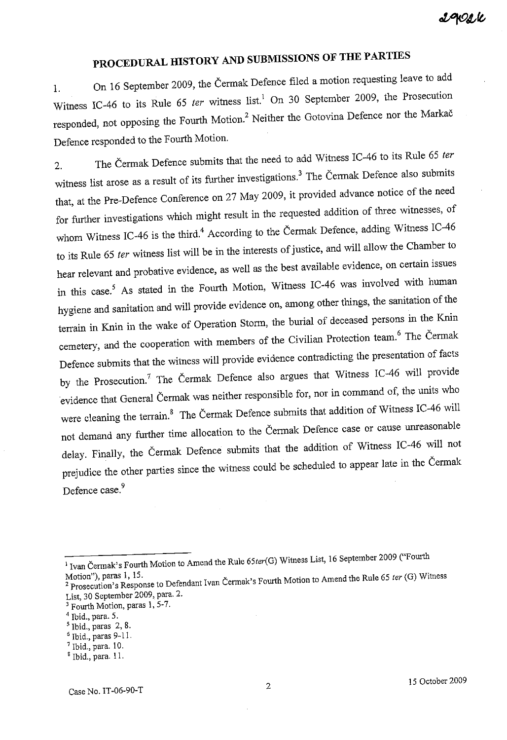## PROCEDURAL HISTORY AND SUBMISSIONS OF THE PARTIES

1. On 16 September 2009, the Čermak Defence filed a motion requesting leave to add Witness IC-46 to its Rule 65 *ter* witness list.[1] On 30 September 2009, the Prosecution responded, not opposing the Fourth Motion.[2] Neither the Gotovina Defence nor the Markač Defence responded to the Fourth Motion.

2. The Čermak Defence submits that the need to add Witness IC-46 to its Rule 65 *ter* witness list arose as a result of its further investigations.[3] The Čermak Defence also submits that, at the Pre-Defence Conference on 27 May 2009, it provided advance notice of the need for further investigations which might result in the requested addition of three witnesses, of whom Witness IC-46 is the third.[4] According to the Čermak Defence, adding Witness IC-46 to its Rule 65 *ter* witness list will be in the interests of justice, and will allow the Chamber to hear relevant and probative evidence, as well as the best available evidence, on certain issues in this case.[5] As stated in the Fourth Motion, Witness IC-46 was involved with human hygiene and sanitation and will provide evidence on, among other things, the sanitation of the terrain in Knin in the wake of Operation Storm, the burial of deceased persons in the Knin cemetery, and the cooperation with members of the Civilian Protection team.[6] The Čermak Defence submits that the witness will provide evidence contradicting the presentation of facts by the Prosecution.[7] The Čermak Defence also argues that Witness IC-46 will provide evidence that General Čermak was neither responsible for, nor in command of, the units who were cleaning the terrain.[8] The Čermak Defence submits that addition of Witness IC-46 will not demand any further time allocation to the Čermak Defence case or cause unreasonable delay. Finally, the Čermak Defence submits that the addition of Witness IC-46 will not prejudice the other parties since the witness could be scheduled to appear late in the Čermak Defence case.[9]

---

[1] Ivan Čermak's Fourth Motion to Amend the Rule 65*ter*(G) Witness List, 16 September 2009 ("Fourth Motion"), paras 1, 15.

[2] Prosecution's Response to Defendant Ivan Čermak's Fourth Motion to Amend the Rule 65 *ter* (G) Witness List, 30 September 2009, para. 2.

[3] Fourth Motion, paras 1, 5-7.

[4] Ibid., para. 5.

[5] Ibid., paras 2, 8.

[6] Ibid., paras 9-11.

[7] Ibid., para. 10.

[8] Ibid., para. 11.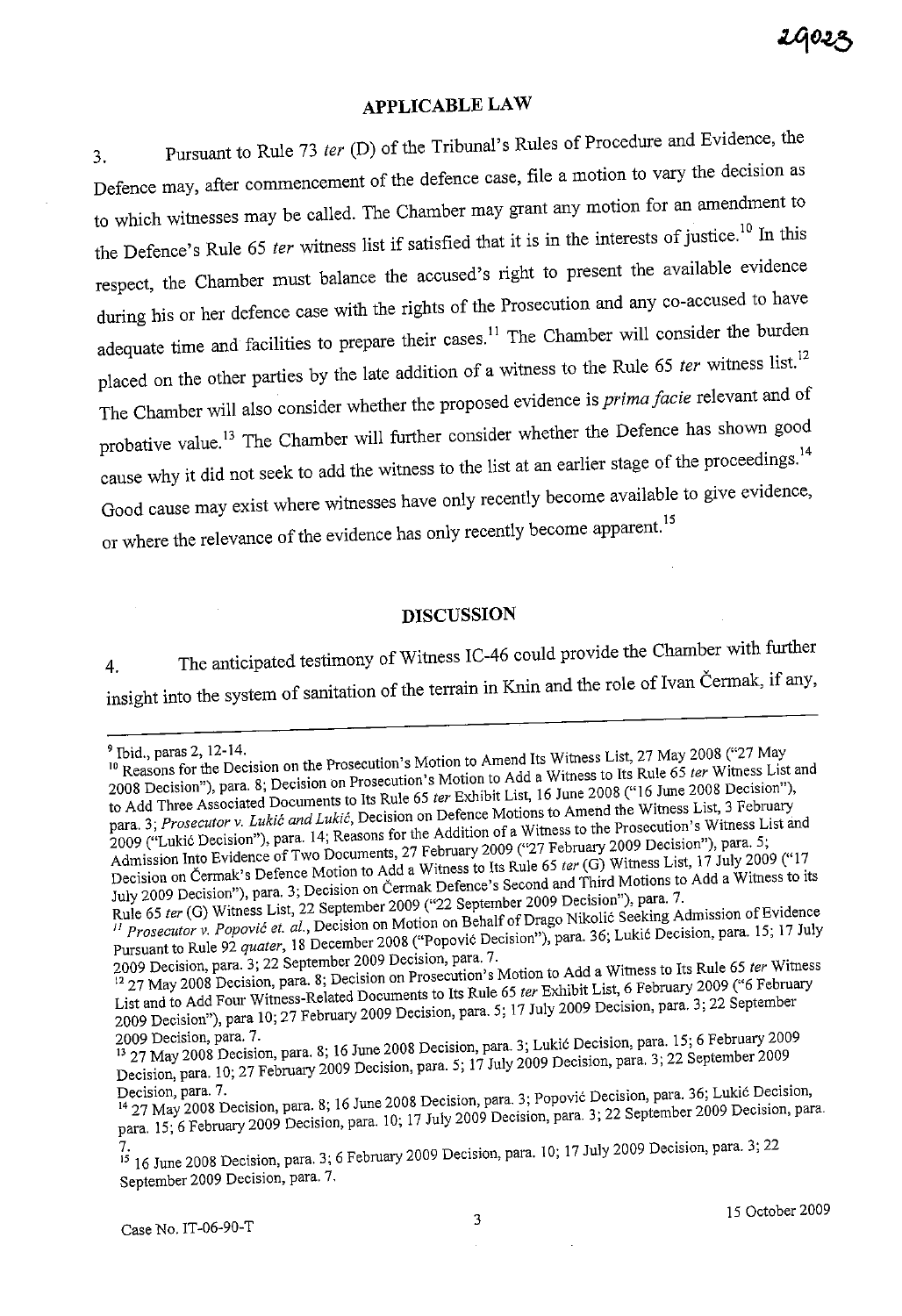## APPLICABLE LAW

3. Pursuant to Rule 73 *ter* (D) of the Tribunal's Rules of Procedure and Evidence, the Defence may, after commencement of the defence case, file a motion to vary the decision as to which witnesses may be called. The Chamber may grant any motion for an amendment to the Defence's Rule 65 *ter* witness list if satisfied that it is in the interests of justice.[10] In this respect, the Chamber must balance the accused's right to present the available evidence during his or her defence case with the rights of the Prosecution and any co-accused to have adequate time and facilities to prepare their cases.[11] The Chamber will consider the burden placed on the other parties by the late addition of a witness to the Rule 65 *ter* witness list.[12] The Chamber will also consider whether the proposed evidence is *prima facie* relevant and of probative value.[13] The Chamber will further consider whether the Defence has shown good cause why it did not seek to add the witness to the list at an earlier stage of the proceedings.[14] Good cause may exist where witnesses have only recently become available to give evidence, or where the relevance of the evidence has only recently become apparent.[15]

## DISCUSSION

4. The anticipated testimony of Witness IC-46 could provide the Chamber with further insight into the system of sanitation of the terrain in Knin and the role of Ivan Čermak, if any,

---

[9] Ibid., paras 2, 12-14.

[10] Reasons for the Decision on the Prosecution's Motion to Amend Its Witness List, 27 May 2008 ("27 May 2008 Decision"), para. 8; Decision on Prosecution's Motion to Add a Witness to Its Rule 65 *ter* Witness List and to Add Three Associated Documents to Its Rule 65 *ter* Exhibit List, 16 June 2008 ("16 June 2008 Decision"), para. 3; *Prosecutor v. Lukić and Lukić*, Decision on Defence Motions to Amend the Witness List, 3 February 2009 ("Lukić Decision"), para. 14; Reasons for the Addition of a Witness to the Prosecution's Witness List and Admission Into Evidence of Two Documents, 27 February 2009 ("27 February 2009 Decision"), para. 5; Decision on Čermak's Defence Motion to Add a Witness to Its Rule 65 *ter* (G) Witness List, 17 July 2009 ("17 July 2009 Decision"), para. 3; Decision on Čermak Defence's Second and Third Motions to Add a Witness to its Rule 65 *ter* (G) Witness List, 22 September 2009 ("22 September 2009 Decision"), para. 7.

[11] *Prosecutor v. Popović et. al.*, Decision on Motion on Behalf of Drago Nikolić Seeking Admission of Evidence Pursuant to Rule 92 *quater*, 18 December 2008 ("Popović Decision"), para. 36; Lukić Decision, para. 15; 17 July 2009 Decision, para. 3; 22 September 2009 Decision, para. 7.

[12] 27 May 2008 Decision, para. 8; Decision on Prosecution's Motion to Add a Witness to Its Rule 65 *ter* Witness List and to Add Four Witness-Related Documents to Its Rule 65 *ter* Exhibit List, 6 February 2009 ("6 February 2009 Decision"), para 10; 27 February 2009 Decision, para. 5; 17 July 2009 Decision, para. 3; 22 September 2009 Decision, para. 7.

[13] 27 May 2008 Decision, para. 8; 16 June 2008 Decision, para. 3; Lukić Decision, para. 15; 6 February 2009 Decision, para. 10; 27 February 2009 Decision, para. 5; 17 July 2009 Decision, para. 3; 22 September 2009 Decision, para. 7.

[14] 27 May 2008 Decision, para. 8; 16 June 2008 Decision, para. 3; Popović Decision, para. 36; Lukić Decision, para. 15; 6 February 2009 Decision, para. 10; 17 July 2009 Decision, para. 3; 22 September 2009 Decision, para. 7.

[15] 16 June 2008 Decision, para. 3; 6 February 2009 Decision, para. 10; 17 July 2009 Decision, para. 3; 22 September 2009 Decision, para. 7.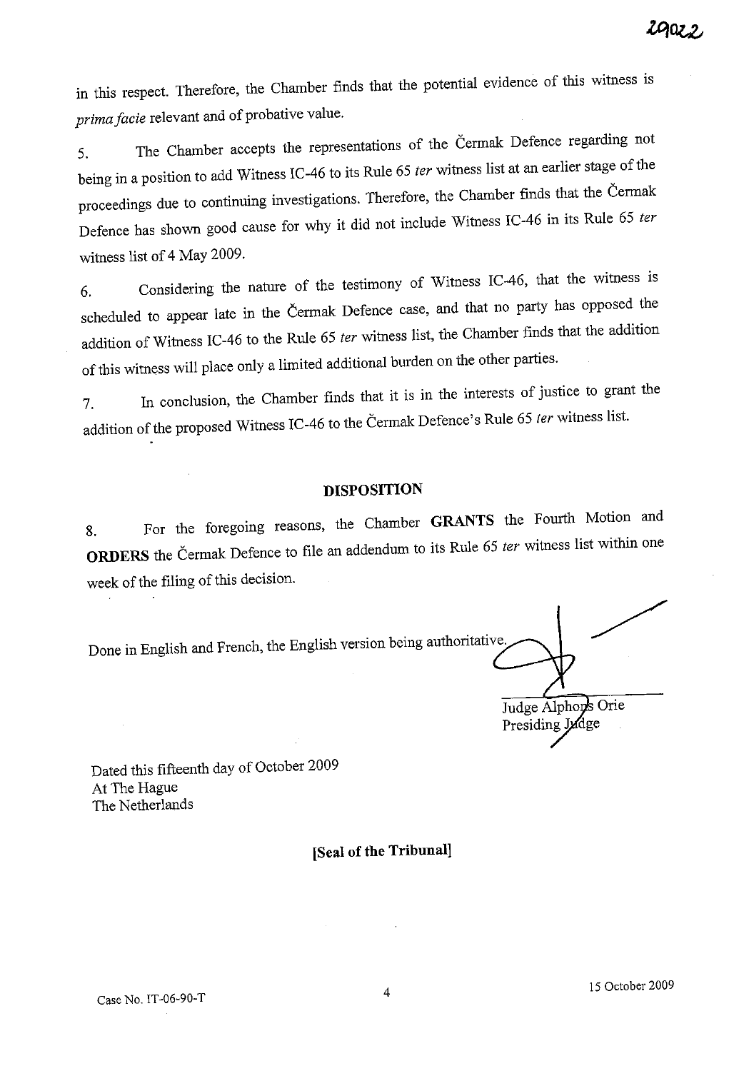in this respect. Therefore, the Chamber finds that the potential evidence of this witness is *prima facie* relevant and of probative value.

5. The Chamber accepts the representations of the Čermak Defence regarding not being in a position to add Witness IC-46 to its Rule 65 *ter* witness list at an earlier stage of the proceedings due to continuing investigations. Therefore, the Chamber finds that the Čermak Defence has shown good cause for why it did not include Witness IC-46 in its Rule 65 *ter* witness list of 4 May 2009.

6. Considering the nature of the testimony of Witness IC-46, that the witness is scheduled to appear late in the Čermak Defence case, and that no party has opposed the addition of Witness IC-46 to the Rule 65 *ter* witness list, the Chamber finds that the addition of this witness will place only a limited additional burden on the other parties.

7. In conclusion, the Chamber finds that it is in the interests of justice to grant the addition of the proposed Witness IC-46 to the Čermak Defence's Rule 65 *ter* witness list.

## DISPOSITION

8. For the foregoing reasons, the Chamber **GRANTS** the Fourth Motion and **ORDERS** the Čermak Defence to file an addendum to its Rule 65 *ter* witness list within one week of the filing of this decision.

Done in English and French, the English version being authoritative.

Judge Alphons Orie
Presiding Judge

Dated this fifteenth day of October 2009
At The Hague
The Netherlands

**[Seal of the Tribunal]**